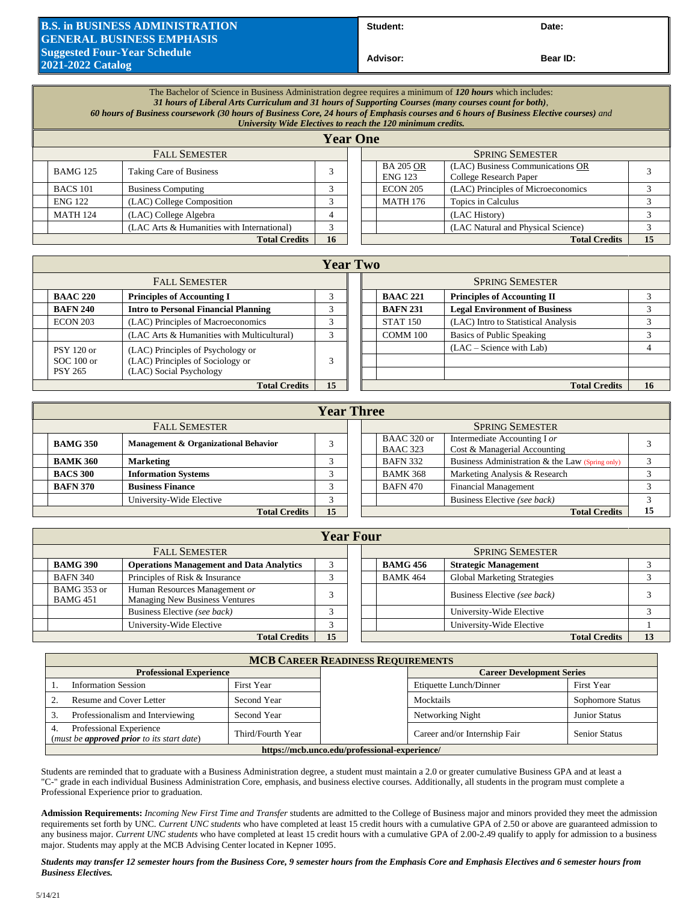# B.S. in BUSINESS ADMINISTRATION
## GENERAL BUSINESS EMPHASIS
## Suggested Four-Year Schedule
## 2021-2022 Catalog

**Student:** **Date:**

**Advisor:** **Bear ID:**

The Bachelor of Science in Business Administration degree requires a minimum of ***120 hours*** which includes:
***31 hours of Liberal Arts Curriculum and 31 hours of Supporting Courses (many courses count for both)***,
***60 hours of Business coursework (30 hours of Business Core, 24 hours of Emphasis courses and 6 hours of Business Elective courses)*** *and*
***University Wide Electives to reach the 120 minimum credits.***

## Year One

| | Fall Semester | | | | Spring Semester | |
|---|---|---|---|---|---|---|
| | BAMG 125 | Taking Care of Business | 3 | BA 205 OR ENG 123 | (LAC) Business Communications OR College Research Paper | 3 |
| | BACS 101 | Business Computing | 3 | ECON 205 | (LAC) Principles of Microeconomics | 3 |
| | ENG 122 | (LAC) College Composition | 3 | MATH 176 | Topics in Calculus | 3 |
| | MATH 124 | (LAC) College Algebra | 4 | | (LAC History) | 3 |
| | | (LAC Arts & Humanities with International) | 3 | | (LAC Natural and Physical Science) | 3 |
| | | **Total Credits** | **16** | | **Total Credits** | **15** |

## Year Two

| Fall Semester | | | Spring Semester | | |
|---|---|---|---|---|---|
| **BAAC 220** | **Principles of Accounting I** | 3 | **BAAC 221** | **Principles of Accounting II** | 3 |
| **BAFN 240** | **Intro to Personal Financial Planning** | 3 | **BAFN 231** | **Legal Environment of Business** | 3 |
| ECON 203 | (LAC) Principles of Macroeconomics | 3 | STAT 150 | (LAC) Intro to Statistical Analysis | 3 |
| | (LAC Arts & Humanities with Multicultural) | 3 | COMM 100 | Basics of Public Speaking | 3 |
| PSY 120 or SOC 100 or PSY 265 | (LAC) Principles of Psychology or (LAC) Principles of Sociology or (LAC) Social Psychology | 3 | | (LAC – Science with Lab) | 4 |
| | **Total Credits** | **15** | | **Total Credits** | **16** |

## Year Three

| Fall Semester | | | Spring Semester | | |
|---|---|---|---|---|---|
| **BAMG 350** | **Management & Organizational Behavior** | 3 | BAAC 320 or BAAC 323 | Intermediate Accounting I *or* Cost & Managerial Accounting | 3 |
| **BAMK 360** | **Marketing** | 3 | BAFN 332 | Business Administration & the Law (Spring only) | 3 |
| **BACS 300** | **Information Systems** | 3 | BAMK 368 | Marketing Analysis & Research | 3 |
| **BAFN 370** | **Business Finance** | 3 | BAFN 470 | Financial Management | 3 |
| | University-Wide Elective | 3 | | Business Elective *(see back)* | 3 |
| | **Total Credits** | **15** | | **Total Credits** | **15** |

## Year Four

| Fall Semester | | | Spring Semester | | |
|---|---|---|---|---|---|
| **BAMG 390** | **Operations Management and Data Analytics** | 3 | **BAMG 456** | **Strategic Management** | 3 |
| BAFN 340 | Principles of Risk & Insurance | 3 | BAMK 464 | Global Marketing Strategies | 3 |
| BAMG 353 or BAMG 451 | Human Resources Management *or* Managing New Business Ventures | 3 | | Business Elective *(see back)* | 3 |
| | Business Elective *(see back)* | 3 | | University-Wide Elective | 3 |
| | University-Wide Elective | 3 | | University-Wide Elective | 1 |
| | **Total Credits** | **15** | | **Total Credits** | **13** |

## MCB Career Readiness Requirements

| **Professional Experience** | | **Career Development Series** | |
|---|---|---|---|
| 1. Information Session | First Year | Etiquette Lunch/Dinner | First Year |
| 2. Resume and Cover Letter | Second Year | Mocktails | Sophomore Status |
| 3. Professionalism and Interviewing | Second Year | Networking Night | Junior Status |
| 4. Professional Experience (*must be **approved prior** to its start date*) | Third/Fourth Year | Career and/or Internship Fair | Senior Status |

**https://mcb.unco.edu/professional-experience/**

Students are reminded that to graduate with a Business Administration degree, a student must maintain a 2.0 or greater cumulative Business GPA and at least a "C-" grade in each individual Business Administration Core, emphasis, and business elective courses. Additionally, all students in the program must complete a Professional Experience prior to graduation.

**Admission Requirements:** *Incoming New First Time and Transfer* students are admitted to the College of Business major and minors provided they meet the admission requirements set forth by UNC. *Current UNC students* who have completed at least 15 credit hours with a cumulative GPA of 2.50 or above are guaranteed admission to any business major. *Current UNC students* who have completed at least 15 credit hours with a cumulative GPA of 2.00-2.49 qualify to apply for admission to a business major. Students may apply at the MCB Advising Center located in Kepner 1095.

***Students may transfer 12 semester hours from the Business Core, 9 semester hours from the Emphasis Core and Emphasis Electives and 6 semester hours from Business Electives.***

5/14/21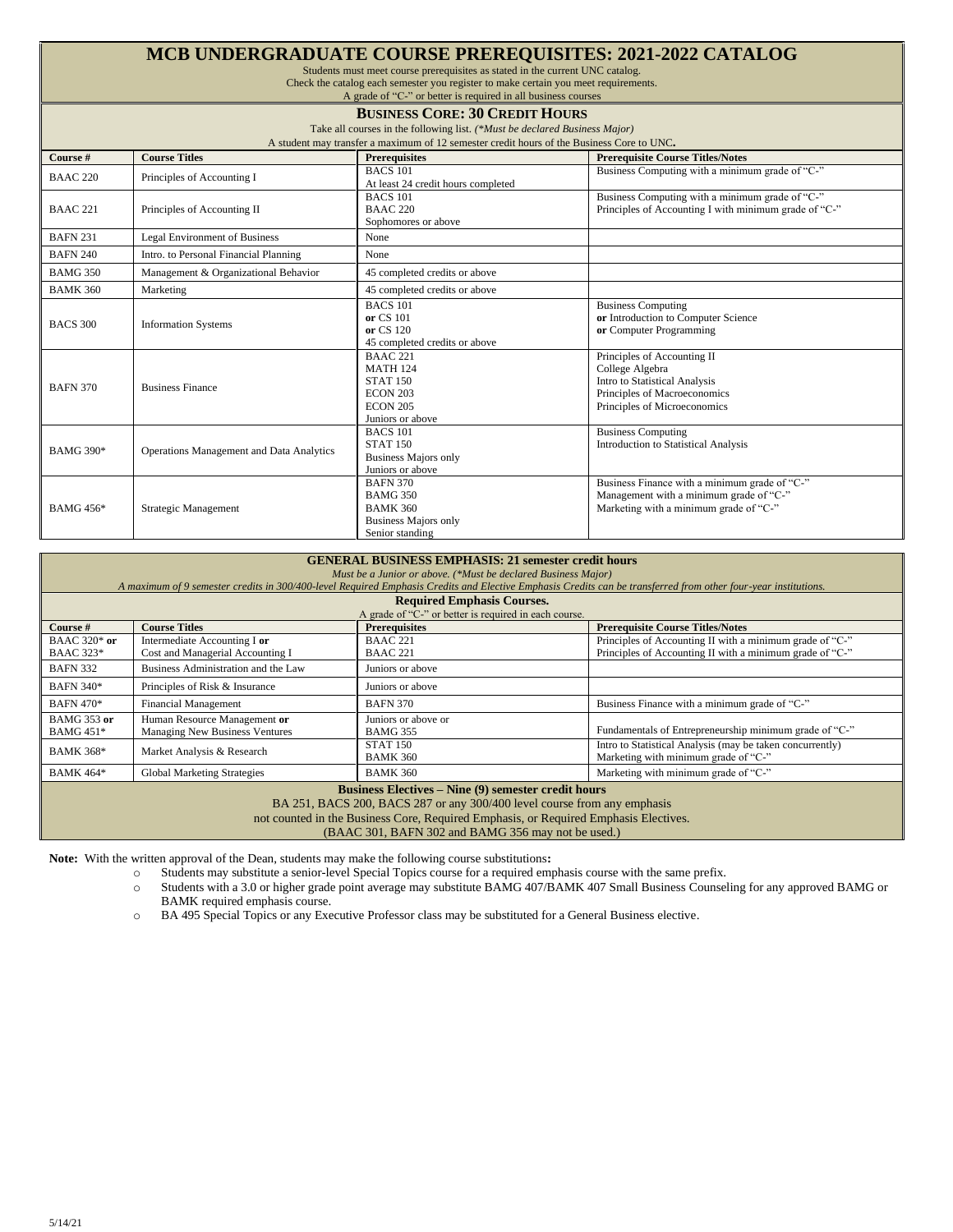# MCB UNDERGRADUATE COURSE PREREQUISITES: 2021-2022 CATALOG

Students must meet course prerequisites as stated in the current UNC catalog.
Check the catalog each semester you register to make certain you meet requirements.
A grade of "C-" or better is required in all business courses

## BUSINESS CORE: 30 CREDIT HOURS

Take all courses in the following list. *(\*Must be declared Business Major)*
A student may transfer a maximum of 12 semester credit hours of the Business Core to UNC**.**

| Course # | Course Titles | Prerequisites | Prerequisite Course Titles/Notes |
|---|---|---|---|
| BAAC 220 | Principles of Accounting I | BACS 101<br>At least 24 credit hours completed | Business Computing with a minimum grade of "C-" |
| BAAC 221 | Principles of Accounting II | BACS 101<br>BAAC 220<br>Sophomores or above | Business Computing with a minimum grade of "C-"<br>Principles of Accounting I with minimum grade of "C-" |
| BAFN 231 | Legal Environment of Business | None | |
| BAFN 240 | Intro. to Personal Financial Planning | None | |
| BAMG 350 | Management & Organizational Behavior | 45 completed credits or above | |
| BAMK 360 | Marketing | 45 completed credits or above | |
| BACS 300 | Information Systems | BACS 101<br>**or** CS 101<br>**or** CS 120<br>45 completed credits or above | Business Computing<br>**or** Introduction to Computer Science<br>**or** Computer Programming |
| BAFN 370 | Business Finance | BAAC 221<br>MATH 124<br>STAT 150<br>ECON 203<br>ECON 205<br>Juniors or above | Principles of Accounting II<br>College Algebra<br>Intro to Statistical Analysis<br>Principles of Macroeconomics<br>Principles of Microeconomics |
| BAMG 390* | Operations Management and Data Analytics | BACS 101<br>STAT 150<br>Business Majors only<br>Juniors or above | Business Computing<br>Introduction to Statistical Analysis |
| BAMG 456* | Strategic Management | BAFN 370<br>BAMG 350<br>BAMK 360<br>Business Majors only<br>Senior standing | Business Finance with a minimum grade of "C-"<br>Management with a minimum grade of "C-"<br>Marketing with a minimum grade of "C-" |

## GENERAL BUSINESS EMPHASIS: 21 semester credit hours

*Must be a Junior or above. (\*Must be declared Business Major)*
*A maximum of 9 semester credits in 300/400-level Required Emphasis Credits and Elective Emphasis Credits can be transferred from other four-year institutions.*

### Required Emphasis Courses.

A grade of "C-" or better is required in each course.

| Course # | Course Titles | Prerequisites | Prerequisite Course Titles/Notes |
|---|---|---|---|
| BAAC 320* **or**<br>BAAC 323* | Intermediate Accounting I **or**<br>Cost and Managerial Accounting I | BAAC 221<br>BAAC 221 | Principles of Accounting II with a minimum grade of "C-"<br>Principles of Accounting II with a minimum grade of "C-" |
| BAFN 332 | Business Administration and the Law | Juniors or above | |
| BAFN 340* | Principles of Risk & Insurance | Juniors or above | |
| BAFN 470* | Financial Management | BAFN 370 | Business Finance with a minimum grade of "C-" |
| BAMG 353 **or**<br>BAMG 451* | Human Resource Management **or**<br>Managing New Business Ventures | Juniors or above or<br>BAMG 355 | Fundamentals of Entrepreneurship minimum grade of "C-" |
| BAMK 368* | Market Analysis & Research | STAT 150<br>BAMK 360 | Intro to Statistical Analysis (may be taken concurrently)<br>Marketing with minimum grade of "C-" |
| BAMK 464* | Global Marketing Strategies | BAMK 360 | Marketing with minimum grade of "C-" |

### Business Electives – Nine (9) semester credit hours

BA 251, BACS 200, BACS 287 or any 300/400 level course from any emphasis
not counted in the Business Core, Required Emphasis, or Required Emphasis Electives.
(BAAC 301, BAFN 302 and BAMG 356 may not be used.)

**Note:** With the written approval of the Dean, students may make the following course substitutions**:**

- Students may substitute a senior-level Special Topics course for a required emphasis course with the same prefix.
- Students with a 3.0 or higher grade point average may substitute BAMG 407/BAMK 407 Small Business Counseling for any approved BAMG or BAMK required emphasis course.
- BA 495 Special Topics or any Executive Professor class may be substituted for a General Business elective.

5/14/21